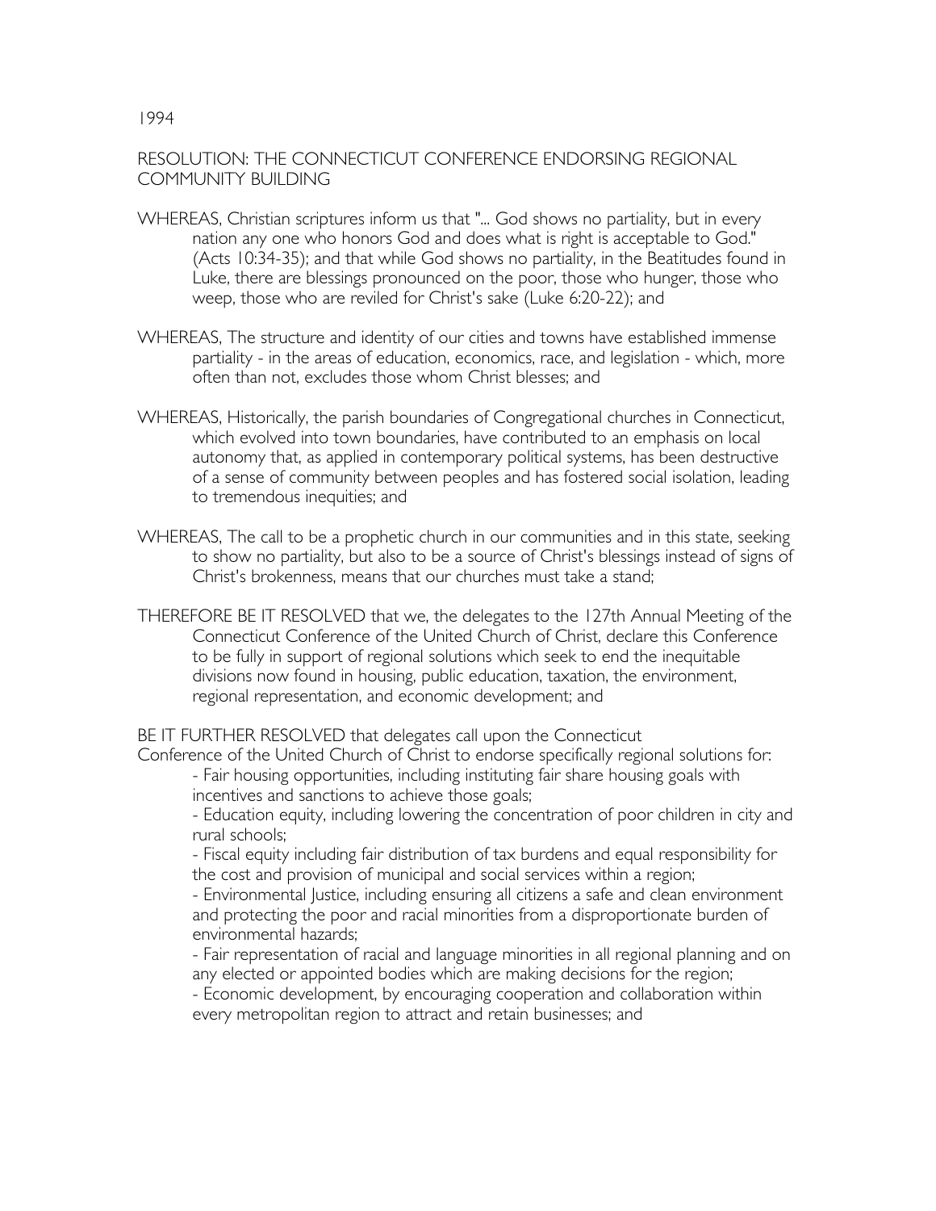1994

## RESOLUTION: THE CONNECTICUT CONFERENCE ENDORSING REGIONAL COMMUNITY BUILDING

WHEREAS, Christian scriptures inform us that "... God shows no partiality, but in every nation any one who honors God and does what is right is acceptable to God." (Acts 10:34-35); and that while God shows no partiality, in the Beatitudes found in Luke, there are blessings pronounced on the poor, those who hunger, those who weep, those who are reviled for Christ's sake (Luke 6:20-22); and

WHEREAS, The structure and identity of our cities and towns have established immense partiality - in the areas of education, economics, race, and legislation - which, more often than not, excludes those whom Christ blesses; and

WHEREAS, Historically, the parish boundaries of Congregational churches in Connecticut, which evolved into town boundaries, have contributed to an emphasis on local autonomy that, as applied in contemporary political systems, has been destructive of a sense of community between peoples and has fostered social isolation, leading to tremendous inequities; and

WHEREAS, The call to be a prophetic church in our communities and in this state, seeking to show no partiality, but also to be a source of Christ's blessings instead of signs of Christ's brokenness, means that our churches must take a stand;

THEREFORE BE IT RESOLVED that we, the delegates to the 127th Annual Meeting of the Connecticut Conference of the United Church of Christ, declare this Conference to be fully in support of regional solutions which seek to end the inequitable divisions now found in housing, public education, taxation, the environment, regional representation, and economic development; and

BE IT FURTHER RESOLVED that delegates call upon the Connecticut Conference of the United Church of Christ to endorse specifically regional solutions for:

- Fair housing opportunities, including instituting fair share housing goals with incentives and sanctions to achieve those goals;
- Education equity, including lowering the concentration of poor children in city and rural schools;
- Fiscal equity including fair distribution of tax burdens and equal responsibility for the cost and provision of municipal and social services within a region;
- Environmental Justice, including ensuring all citizens a safe and clean environment and protecting the poor and racial minorities from a disproportionate burden of environmental hazards;
- Fair representation of racial and language minorities in all regional planning and on any elected or appointed bodies which are making decisions for the region;
- Economic development, by encouraging cooperation and collaboration within every metropolitan region to attract and retain businesses; and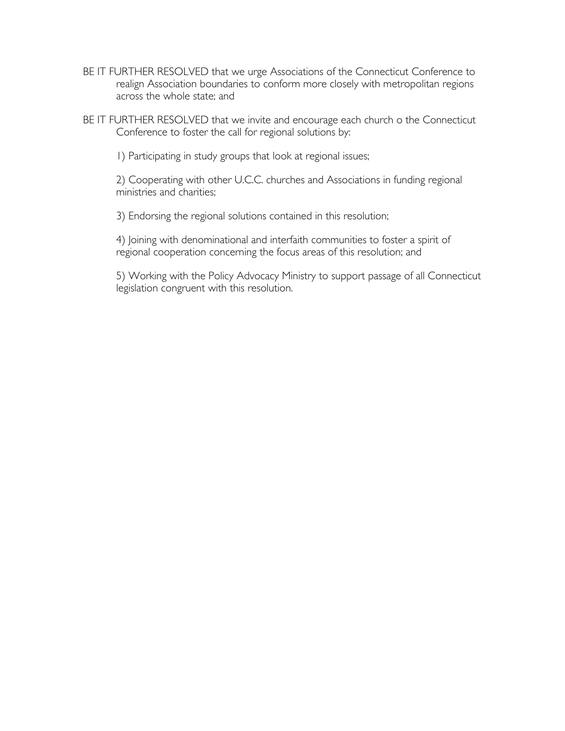BE IT FURTHER RESOLVED that we urge Associations of the Connecticut Conference to realign Association boundaries to conform more closely with metropolitan regions across the whole state; and

BE IT FURTHER RESOLVED that we invite and encourage each church o the Connecticut Conference to foster the call for regional solutions by:

1) Participating in study groups that look at regional issues;

2) Cooperating with other U.C.C. churches and Associations in funding regional ministries and charities;

3) Endorsing the regional solutions contained in this resolution;

4) Joining with denominational and interfaith communities to foster a spirit of regional cooperation concerning the focus areas of this resolution; and

5) Working with the Policy Advocacy Ministry to support passage of all Connecticut legislation congruent with this resolution.